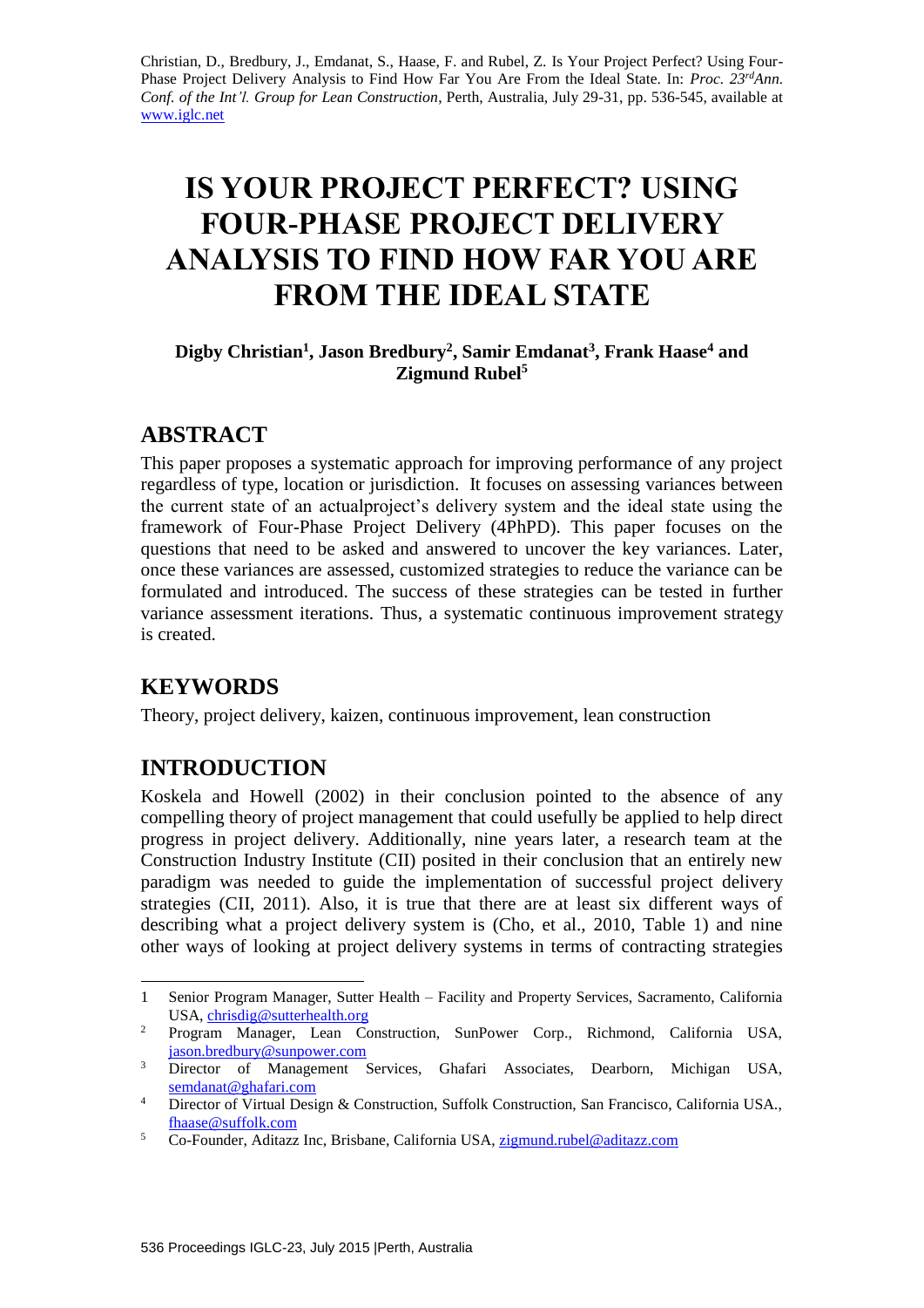Christian, D., Bredbury, J., Emdanat, S., Haase, F. and Rubel, Z. Is Your Project Perfect? Using Four-Phase Project Delivery Analysis to Find How Far You Are From the Ideal State. In: *Proc. 23rd Ann. Conf. of the Int'l. Group for Lean Construction*, Perth, Australia, July 29-31, pp. 536-545, available at www.iglc.net

# IS YOUR PROJECT PERFECT? USING FOUR-PHASE PROJECT DELIVERY ANALYSIS TO FIND HOW FAR YOU ARE FROM THE IDEAL STATE

**Digby Christian[1], Jason Bredbury[2], Samir Emdanat[3], Frank Haase[4] and Zigmund Rubel[5]**

## ABSTRACT

This paper proposes a systematic approach for improving performance of any project regardless of type, location or jurisdiction. It focuses on assessing variances between the current state of an actualproject's delivery system and the ideal state using the framework of Four-Phase Project Delivery (4PhPD). This paper focuses on the questions that need to be asked and answered to uncover the key variances. Later, once these variances are assessed, customized strategies to reduce the variance can be formulated and introduced. The success of these strategies can be tested in further variance assessment iterations. Thus, a systematic continuous improvement strategy is created.

## KEYWORDS

Theory, project delivery, kaizen, continuous improvement, lean construction

## INTRODUCTION

Koskela and Howell (2002) in their conclusion pointed to the absence of any compelling theory of project management that could usefully be applied to help direct progress in project delivery. Additionally, nine years later, a research team at the Construction Industry Institute (CII) posited in their conclusion that an entirely new paradigm was needed to guide the implementation of successful project delivery strategies (CII, 2011). Also, it is true that there are at least six different ways of describing what a project delivery system is (Cho, et al., 2010, Table 1) and nine other ways of looking at project delivery systems in terms of contracting strategies

---

1. Senior Program Manager, Sutter Health – Facility and Property Services, Sacramento, California USA, chrisdig@sutterhealth.org
2. Program Manager, Lean Construction, SunPower Corp., Richmond, California USA, jason.bredbury@sunpower.com
3. Director of Management Services, Ghafari Associates, Dearborn, Michigan USA, semdanat@ghafari.com
4. Director of Virtual Design & Construction, Suffolk Construction, San Francisco, California USA., fhaase@suffolk.com
5. Co-Founder, Aditazz Inc, Brisbane, California USA, zigmund.rubel@aditazz.com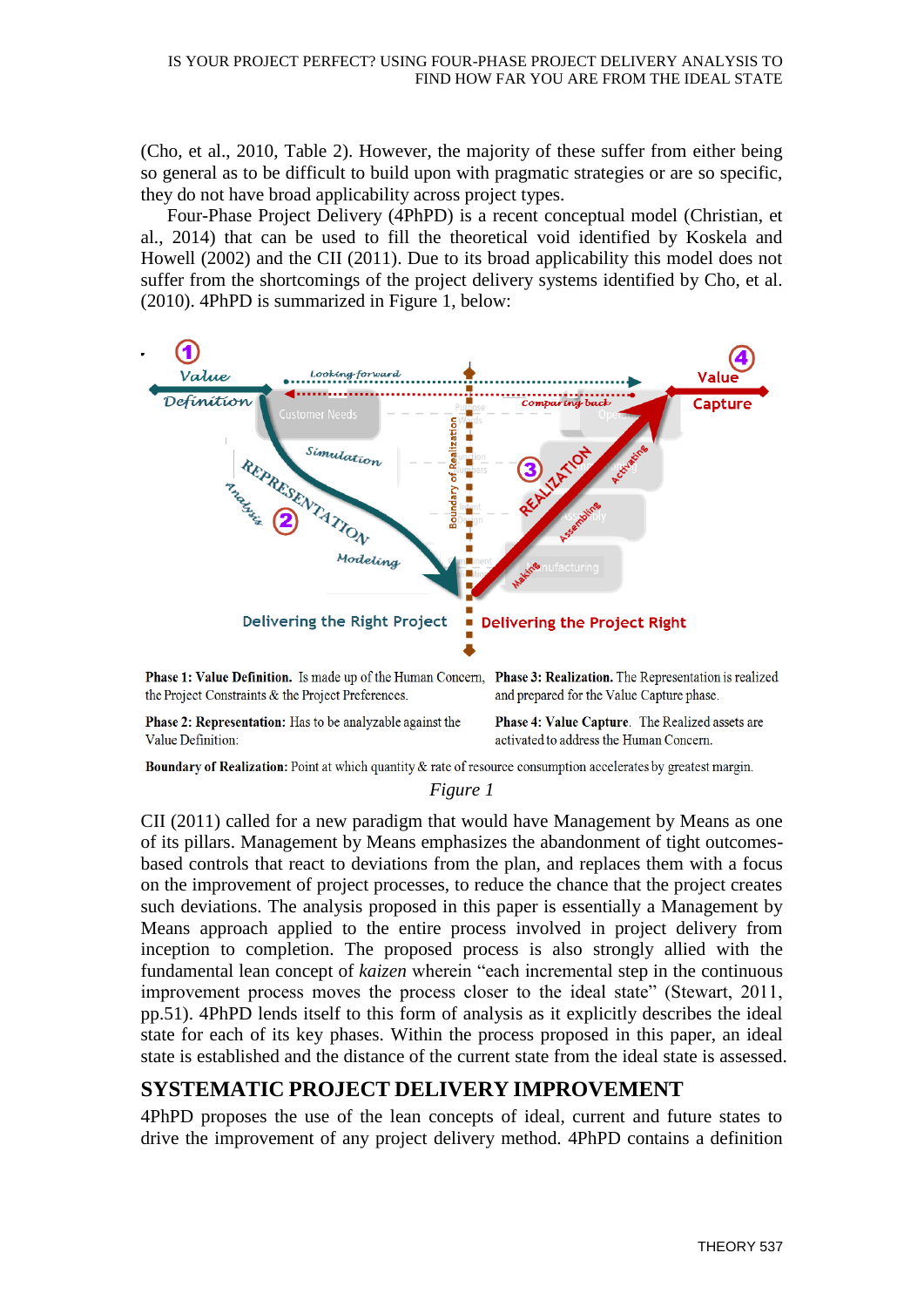(Cho, et al., 2010, Table 2). However, the majority of these suffer from either being so general as to be difficult to build upon with pragmatic strategies or are so specific, they do not have broad applicability across project types.

Four-Phase Project Delivery (4PhPD) is a recent conceptual model (Christian, et al., 2014) that can be used to fill the theoretical void identified by Koskela and Howell (2002) and the CII (2011). Due to its broad applicability this model does not suffer from the shortcomings of the project delivery systems identified by Cho, et al. (2010). 4PhPD is summarized in Figure 1, below:

**Phase 1: Value Definition.** Is made up of the Human Concern, the Project Constraints & the Project Preferences.

**Phase 2: Representation:** Has to be analyzable against the Value Definition:

**Phase 3: Realization.** The Representation is realized and prepared for the Value Capture phase.

**Phase 4: Value Capture.** The Realized assets are activated to address the Human Concern.

**Boundary of Realization:** Point at which quantity & rate of resource consumption accelerates by greatest margin.

*Figure 1*

CII (2011) called for a new paradigm that would have Management by Means as one of its pillars. Management by Means emphasizes the abandonment of tight outcomes-based controls that react to deviations from the plan, and replaces them with a focus on the improvement of project processes, to reduce the chance that the project creates such deviations. The analysis proposed in this paper is essentially a Management by Means approach applied to the entire process involved in project delivery from inception to completion. The proposed process is also strongly allied with the fundamental lean concept of *kaizen* wherein "each incremental step in the continuous improvement process moves the process closer to the ideal state" (Stewart, 2011, pp.51). 4PhPD lends itself to this form of analysis as it explicitly describes the ideal state for each of its key phases. Within the process proposed in this paper, an ideal state is established and the distance of the current state from the ideal state is assessed.

## SYSTEMATIC PROJECT DELIVERY IMPROVEMENT

4PhPD proposes the use of the lean concepts of ideal, current and future states to drive the improvement of any project delivery method. 4PhPD contains a definition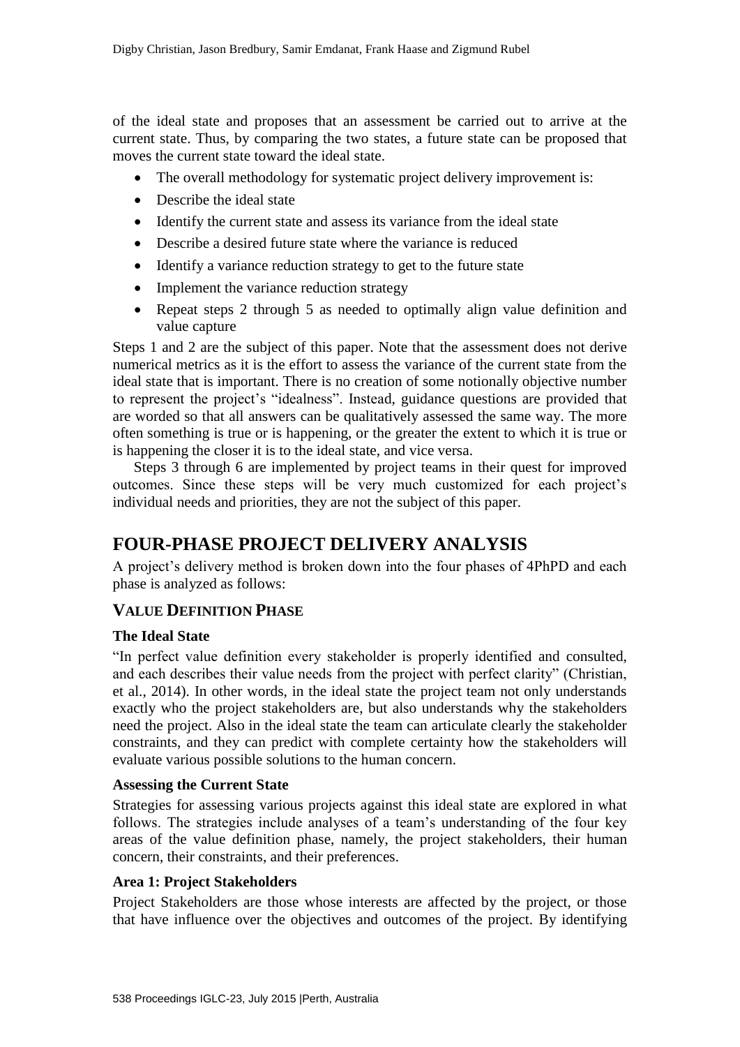of the ideal state and proposes that an assessment be carried out to arrive at the current state. Thus, by comparing the two states, a future state can be proposed that moves the current state toward the ideal state.

- The overall methodology for systematic project delivery improvement is:
- Describe the ideal state
- Identify the current state and assess its variance from the ideal state
- Describe a desired future state where the variance is reduced
- Identify a variance reduction strategy to get to the future state
- Implement the variance reduction strategy
- Repeat steps 2 through 5 as needed to optimally align value definition and value capture

Steps 1 and 2 are the subject of this paper. Note that the assessment does not derive numerical metrics as it is the effort to assess the variance of the current state from the ideal state that is important. There is no creation of some notionally objective number to represent the project's "idealness". Instead, guidance questions are provided that are worded so that all answers can be qualitatively assessed the same way. The more often something is true or is happening, or the greater the extent to which it is true or is happening the closer it is to the ideal state, and vice versa.

Steps 3 through 6 are implemented by project teams in their quest for improved outcomes. Since these steps will be very much customized for each project's individual needs and priorities, they are not the subject of this paper.

## FOUR-PHASE PROJECT DELIVERY ANALYSIS

A project's delivery method is broken down into the four phases of 4PhPD and each phase is analyzed as follows:

### VALUE DEFINITION PHASE

#### The Ideal State

"In perfect value definition every stakeholder is properly identified and consulted, and each describes their value needs from the project with perfect clarity" (Christian, et al., 2014). In other words, in the ideal state the project team not only understands exactly who the project stakeholders are, but also understands why the stakeholders need the project. Also in the ideal state the team can articulate clearly the stakeholder constraints, and they can predict with complete certainty how the stakeholders will evaluate various possible solutions to the human concern.

#### Assessing the Current State

Strategies for assessing various projects against this ideal state are explored in what follows. The strategies include analyses of a team's understanding of the four key areas of the value definition phase, namely, the project stakeholders, their human concern, their constraints, and their preferences.

#### Area 1: Project Stakeholders

Project Stakeholders are those whose interests are affected by the project, or those that have influence over the objectives and outcomes of the project. By identifying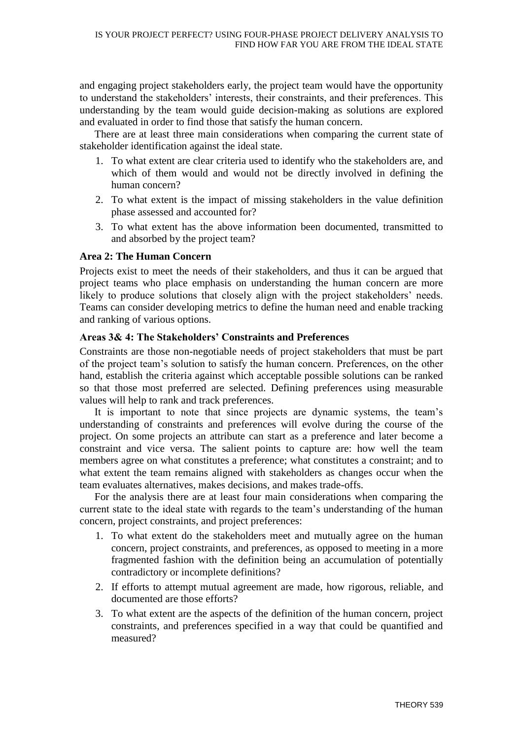and engaging project stakeholders early, the project team would have the opportunity to understand the stakeholders' interests, their constraints, and their preferences. This understanding by the team would guide decision-making as solutions are explored and evaluated in order to find those that satisfy the human concern.

There are at least three main considerations when comparing the current state of stakeholder identification against the ideal state.

1. To what extent are clear criteria used to identify who the stakeholders are, and which of them would and would not be directly involved in defining the human concern?
2. To what extent is the impact of missing stakeholders in the value definition phase assessed and accounted for?
3. To what extent has the above information been documented, transmitted to and absorbed by the project team?

### Area 2: The Human Concern

Projects exist to meet the needs of their stakeholders, and thus it can be argued that project teams who place emphasis on understanding the human concern are more likely to produce solutions that closely align with the project stakeholders' needs. Teams can consider developing metrics to define the human need and enable tracking and ranking of various options.

### Areas 3& 4: The Stakeholders' Constraints and Preferences

Constraints are those non-negotiable needs of project stakeholders that must be part of the project team's solution to satisfy the human concern. Preferences, on the other hand, establish the criteria against which acceptable possible solutions can be ranked so that those most preferred are selected. Defining preferences using measurable values will help to rank and track preferences.

It is important to note that since projects are dynamic systems, the team's understanding of constraints and preferences will evolve during the course of the project. On some projects an attribute can start as a preference and later become a constraint and vice versa. The salient points to capture are: how well the team members agree on what constitutes a preference; what constitutes a constraint; and to what extent the team remains aligned with stakeholders as changes occur when the team evaluates alternatives, makes decisions, and makes trade-offs.

For the analysis there are at least four main considerations when comparing the current state to the ideal state with regards to the team's understanding of the human concern, project constraints, and project preferences:

1. To what extent do the stakeholders meet and mutually agree on the human concern, project constraints, and preferences, as opposed to meeting in a more fragmented fashion with the definition being an accumulation of potentially contradictory or incomplete definitions?
2. If efforts to attempt mutual agreement are made, how rigorous, reliable, and documented are those efforts?
3. To what extent are the aspects of the definition of the human concern, project constraints, and preferences specified in a way that could be quantified and measured?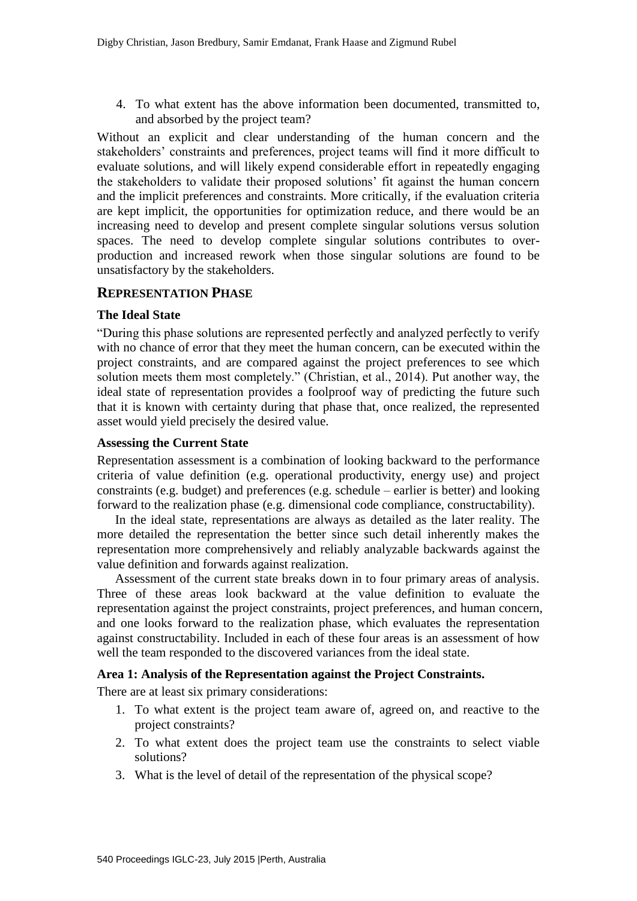4. To what extent has the above information been documented, transmitted to, and absorbed by the project team?

Without an explicit and clear understanding of the human concern and the stakeholders' constraints and preferences, project teams will find it more difficult to evaluate solutions, and will likely expend considerable effort in repeatedly engaging the stakeholders to validate their proposed solutions' fit against the human concern and the implicit preferences and constraints. More critically, if the evaluation criteria are kept implicit, the opportunities for optimization reduce, and there would be an increasing need to develop and present complete singular solutions versus solution spaces. The need to develop complete singular solutions contributes to over-production and increased rework when those singular solutions are found to be unsatisfactory by the stakeholders.

## REPRESENTATION PHASE

### The Ideal State

"During this phase solutions are represented perfectly and analyzed perfectly to verify with no chance of error that they meet the human concern, can be executed within the project constraints, and are compared against the project preferences to see which solution meets them most completely." (Christian, et al., 2014). Put another way, the ideal state of representation provides a foolproof way of predicting the future such that it is known with certainty during that phase that, once realized, the represented asset would yield precisely the desired value.

### Assessing the Current State

Representation assessment is a combination of looking backward to the performance criteria of value definition (e.g. operational productivity, energy use) and project constraints (e.g. budget) and preferences (e.g. schedule – earlier is better) and looking forward to the realization phase (e.g. dimensional code compliance, constructability).

In the ideal state, representations are always as detailed as the later reality. The more detailed the representation the better since such detail inherently makes the representation more comprehensively and reliably analyzable backwards against the value definition and forwards against realization.

Assessment of the current state breaks down in to four primary areas of analysis. Three of these areas look backward at the value definition to evaluate the representation against the project constraints, project preferences, and human concern, and one looks forward to the realization phase, which evaluates the representation against constructability. Included in each of these four areas is an assessment of how well the team responded to the discovered variances from the ideal state.

### Area 1: Analysis of the Representation against the Project Constraints.

There are at least six primary considerations:

1. To what extent is the project team aware of, agreed on, and reactive to the project constraints?
2. To what extent does the project team use the constraints to select viable solutions?
3. What is the level of detail of the representation of the physical scope?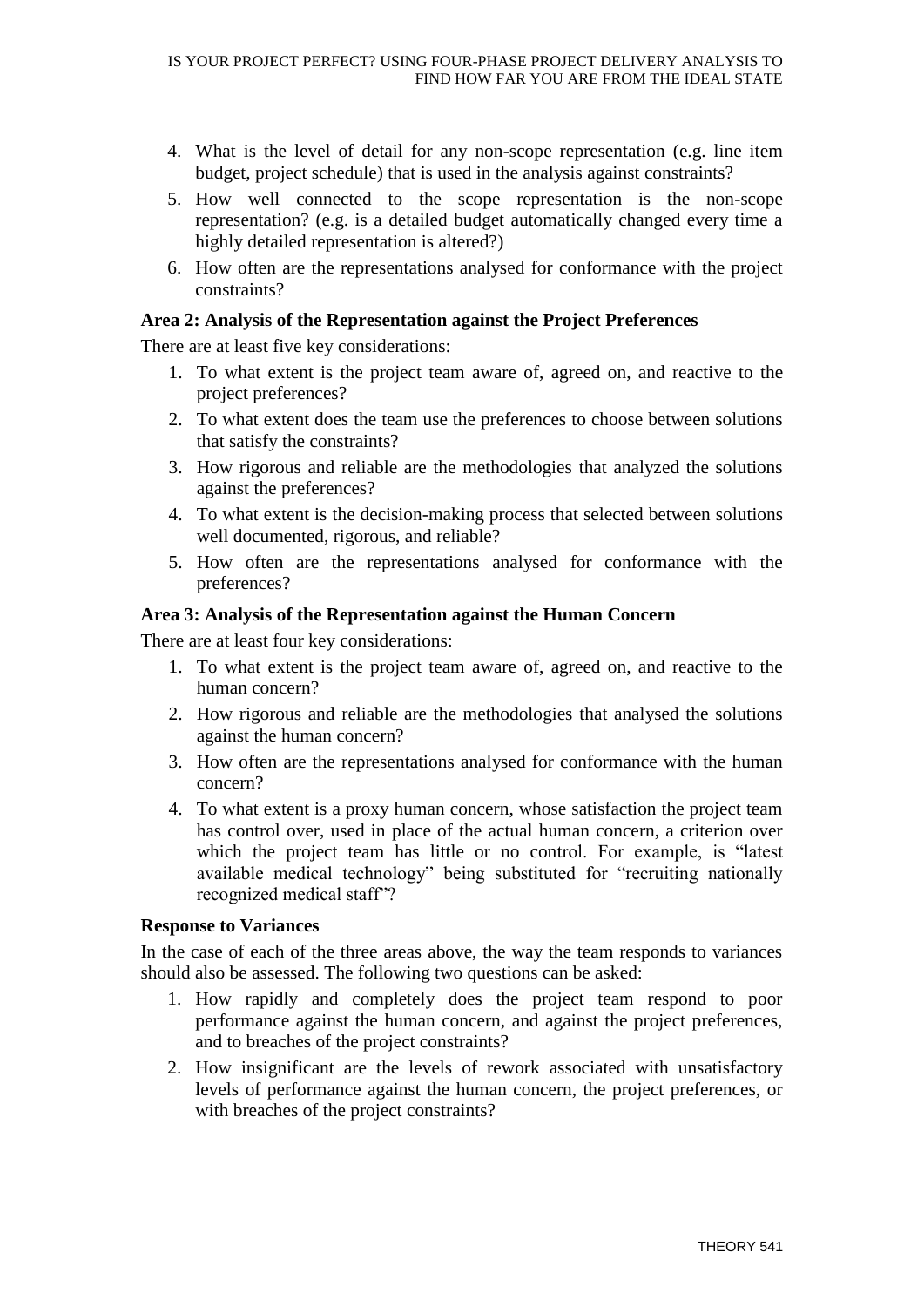4. What is the level of detail for any non-scope representation (e.g. line item budget, project schedule) that is used in the analysis against constraints?
5. How well connected to the scope representation is the non-scope representation? (e.g. is a detailed budget automatically changed every time a highly detailed representation is altered?)
6. How often are the representations analysed for conformance with the project constraints?

**Area 2: Analysis of the Representation against the Project Preferences**

There are at least five key considerations:

1. To what extent is the project team aware of, agreed on, and reactive to the project preferences?
2. To what extent does the team use the preferences to choose between solutions that satisfy the constraints?
3. How rigorous and reliable are the methodologies that analyzed the solutions against the preferences?
4. To what extent is the decision-making process that selected between solutions well documented, rigorous, and reliable?
5. How often are the representations analysed for conformance with the preferences?

**Area 3: Analysis of the Representation against the Human Concern**

There are at least four key considerations:

1. To what extent is the project team aware of, agreed on, and reactive to the human concern?
2. How rigorous and reliable are the methodologies that analysed the solutions against the human concern?
3. How often are the representations analysed for conformance with the human concern?
4. To what extent is a proxy human concern, whose satisfaction the project team has control over, used in place of the actual human concern, a criterion over which the project team has little or no control. For example, is "latest available medical technology" being substituted for "recruiting nationally recognized medical staff"?

**Response to Variances**

In the case of each of the three areas above, the way the team responds to variances should also be assessed. The following two questions can be asked:

1. How rapidly and completely does the project team respond to poor performance against the human concern, and against the project preferences, and to breaches of the project constraints?
2. How insignificant are the levels of rework associated with unsatisfactory levels of performance against the human concern, the project preferences, or with breaches of the project constraints?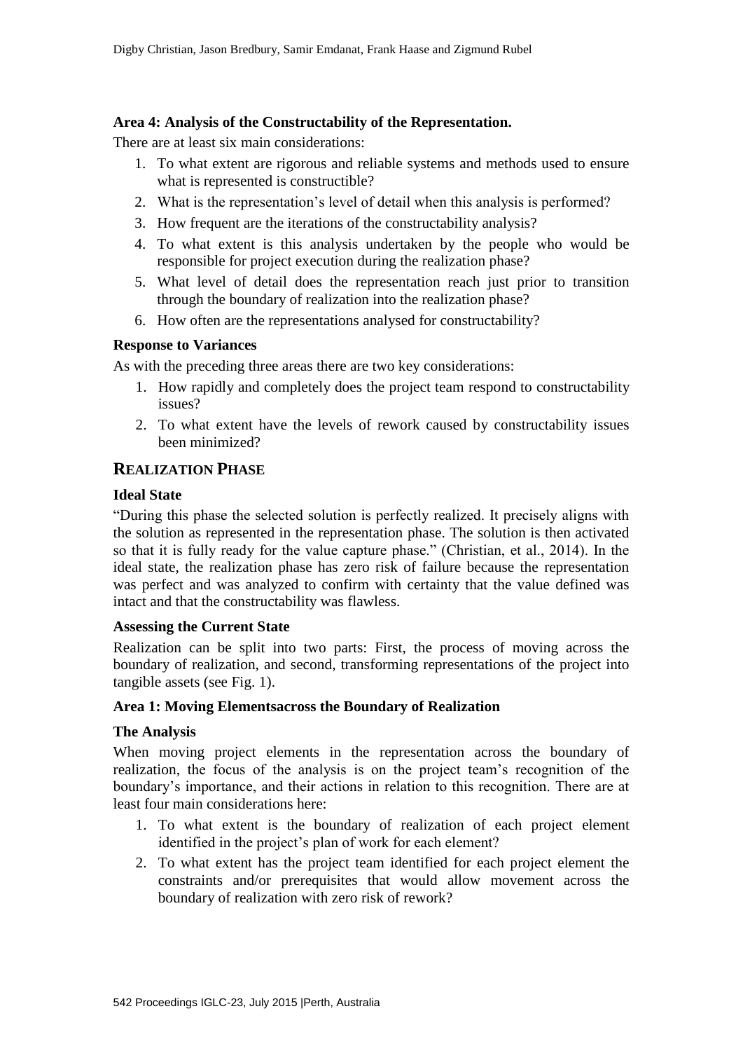**Area 4: Analysis of the Constructability of the Representation.**

There are at least six main considerations:

1. To what extent are rigorous and reliable systems and methods used to ensure what is represented is constructible?
2. What is the representation's level of detail when this analysis is performed?
3. How frequent are the iterations of the constructability analysis?
4. To what extent is this analysis undertaken by the people who would be responsible for project execution during the realization phase?
5. What level of detail does the representation reach just prior to transition through the boundary of realization into the realization phase?
6. How often are the representations analysed for constructability?

**Response to Variances**

As with the preceding three areas there are two key considerations:

1. How rapidly and completely does the project team respond to constructability issues?
2. To what extent have the levels of rework caused by constructability issues been minimized?

## REALIZATION PHASE

**Ideal State**

"During this phase the selected solution is perfectly realized. It precisely aligns with the solution as represented in the representation phase. The solution is then activated so that it is fully ready for the value capture phase." (Christian, et al., 2014). In the ideal state, the realization phase has zero risk of failure because the representation was perfect and was analyzed to confirm with certainty that the value defined was intact and that the constructability was flawless.

**Assessing the Current State**

Realization can be split into two parts: First, the process of moving across the boundary of realization, and second, transforming representations of the project into tangible assets (see Fig. 1).

**Area 1: Moving Elementsacross the Boundary of Realization**

**The Analysis**

When moving project elements in the representation across the boundary of realization, the focus of the analysis is on the project team's recognition of the boundary's importance, and their actions in relation to this recognition. There are at least four main considerations here:

1. To what extent is the boundary of realization of each project element identified in the project's plan of work for each element?
2. To what extent has the project team identified for each project element the constraints and/or prerequisites that would allow movement across the boundary of realization with zero risk of rework?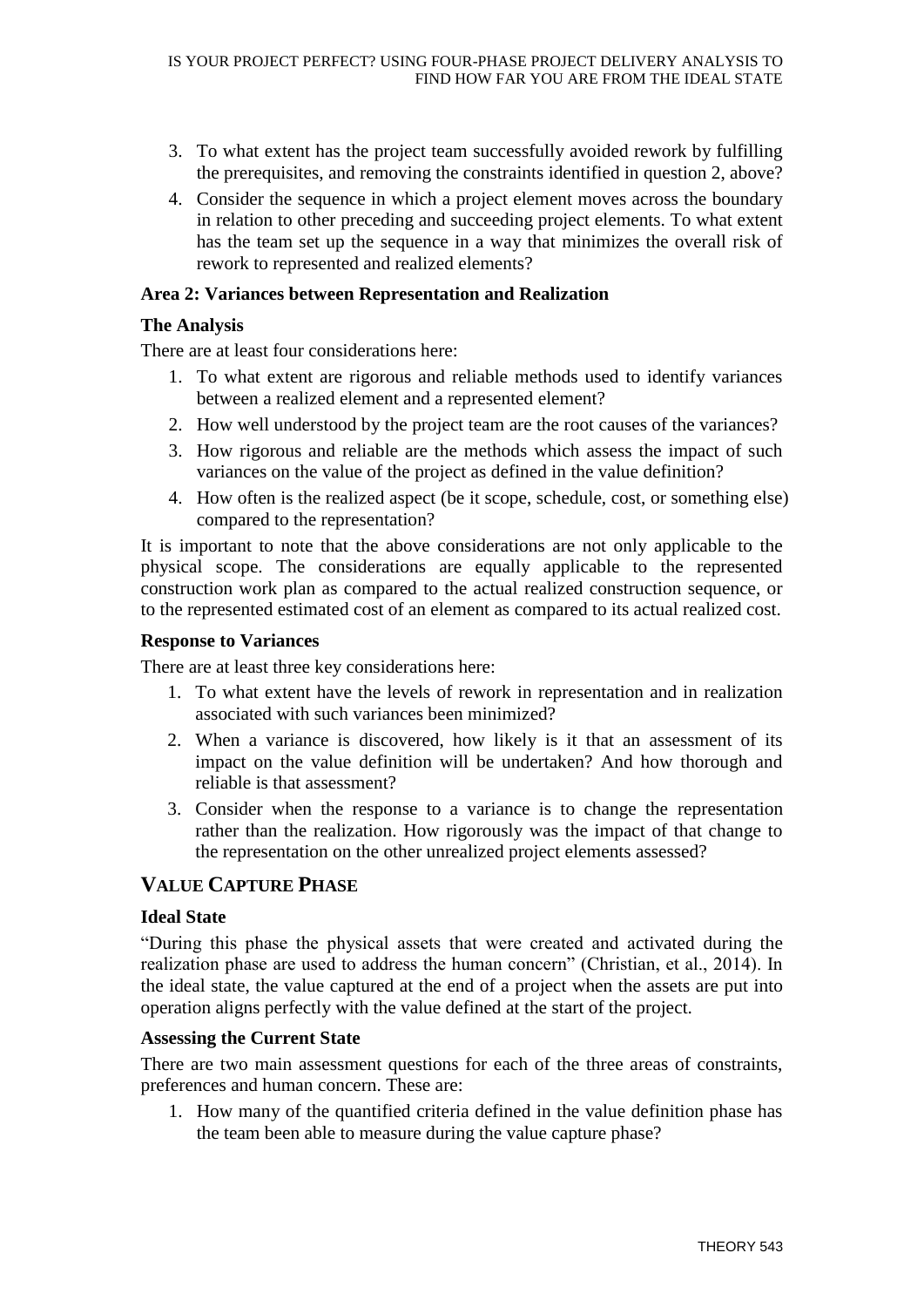3. To what extent has the project team successfully avoided rework by fulfilling the prerequisites, and removing the constraints identified in question 2, above?
4. Consider the sequence in which a project element moves across the boundary in relation to other preceding and succeeding project elements. To what extent has the team set up the sequence in a way that minimizes the overall risk of rework to represented and realized elements?

**Area 2: Variances between Representation and Realization**

**The Analysis**

There are at least four considerations here:

1. To what extent are rigorous and reliable methods used to identify variances between a realized element and a represented element?
2. How well understood by the project team are the root causes of the variances?
3. How rigorous and reliable are the methods which assess the impact of such variances on the value of the project as defined in the value definition?
4. How often is the realized aspect (be it scope, schedule, cost, or something else) compared to the representation?

It is important to note that the above considerations are not only applicable to the physical scope. The considerations are equally applicable to the represented construction work plan as compared to the actual realized construction sequence, or to the represented estimated cost of an element as compared to its actual realized cost.

**Response to Variances**

There are at least three key considerations here:

1. To what extent have the levels of rework in representation and in realization associated with such variances been minimized?
2. When a variance is discovered, how likely is it that an assessment of its impact on the value definition will be undertaken? And how thorough and reliable is that assessment?
3. Consider when the response to a variance is to change the representation rather than the realization. How rigorously was the impact of that change to the representation on the other unrealized project elements assessed?

## VALUE CAPTURE PHASE

**Ideal State**

"During this phase the physical assets that were created and activated during the realization phase are used to address the human concern" (Christian, et al., 2014). In the ideal state, the value captured at the end of a project when the assets are put into operation aligns perfectly with the value defined at the start of the project.

**Assessing the Current State**

There are two main assessment questions for each of the three areas of constraints, preferences and human concern. These are:

1. How many of the quantified criteria defined in the value definition phase has the team been able to measure during the value capture phase?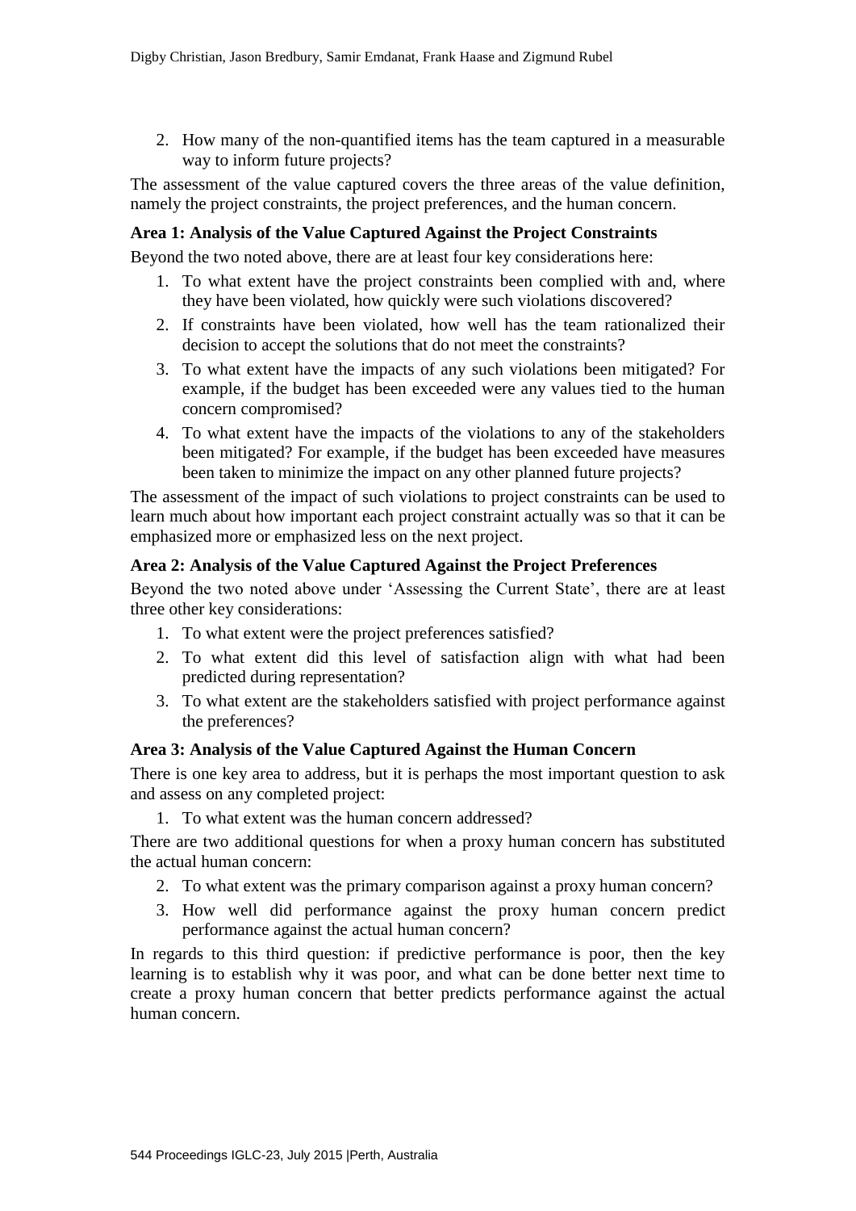2. How many of the non-quantified items has the team captured in a measurable way to inform future projects?

The assessment of the value captured covers the three areas of the value definition, namely the project constraints, the project preferences, and the human concern.

### Area 1: Analysis of the Value Captured Against the Project Constraints

Beyond the two noted above, there are at least four key considerations here:

1. To what extent have the project constraints been complied with and, where they have been violated, how quickly were such violations discovered?
2. If constraints have been violated, how well has the team rationalized their decision to accept the solutions that do not meet the constraints?
3. To what extent have the impacts of any such violations been mitigated? For example, if the budget has been exceeded were any values tied to the human concern compromised?
4. To what extent have the impacts of the violations to any of the stakeholders been mitigated? For example, if the budget has been exceeded have measures been taken to minimize the impact on any other planned future projects?

The assessment of the impact of such violations to project constraints can be used to learn much about how important each project constraint actually was so that it can be emphasized more or emphasized less on the next project.

### Area 2: Analysis of the Value Captured Against the Project Preferences

Beyond the two noted above under 'Assessing the Current State', there are at least three other key considerations:

1. To what extent were the project preferences satisfied?
2. To what extent did this level of satisfaction align with what had been predicted during representation?
3. To what extent are the stakeholders satisfied with project performance against the preferences?

### Area 3: Analysis of the Value Captured Against the Human Concern

There is one key area to address, but it is perhaps the most important question to ask and assess on any completed project:

1. To what extent was the human concern addressed?

There are two additional questions for when a proxy human concern has substituted the actual human concern:

2. To what extent was the primary comparison against a proxy human concern?
3. How well did performance against the proxy human concern predict performance against the actual human concern?

In regards to this third question: if predictive performance is poor, then the key learning is to establish why it was poor, and what can be done better next time to create a proxy human concern that better predicts performance against the actual human concern.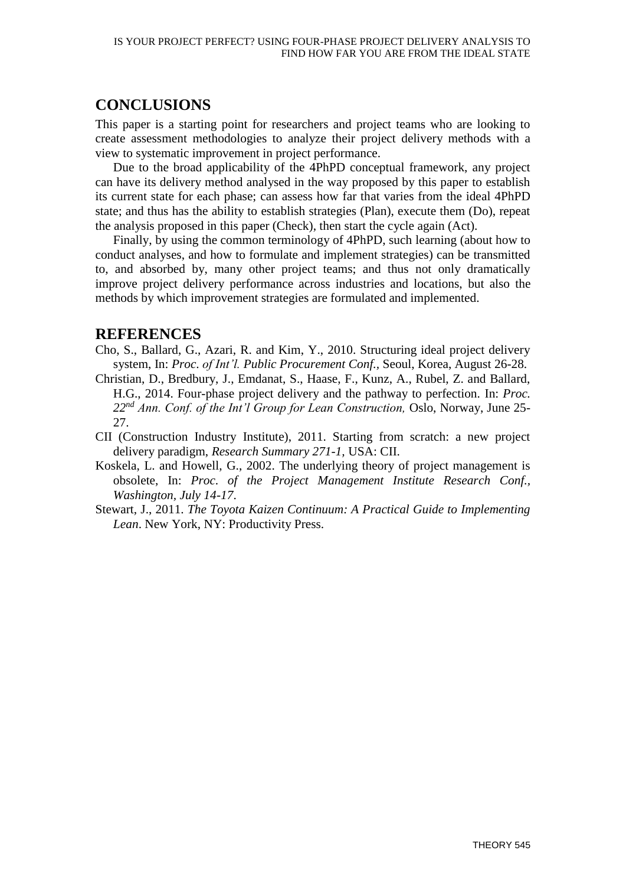## CONCLUSIONS

This paper is a starting point for researchers and project teams who are looking to create assessment methodologies to analyze their project delivery methods with a view to systematic improvement in project performance.

Due to the broad applicability of the 4PhPD conceptual framework, any project can have its delivery method analysed in the way proposed by this paper to establish its current state for each phase; can assess how far that varies from the ideal 4PhPD state; and thus has the ability to establish strategies (Plan), execute them (Do), repeat the analysis proposed in this paper (Check), then start the cycle again (Act).

Finally, by using the common terminology of 4PhPD, such learning (about how to conduct analyses, and how to formulate and implement strategies) can be transmitted to, and absorbed by, many other project teams; and thus not only dramatically improve project delivery performance across industries and locations, but also the methods by which improvement strategies are formulated and implemented.

## REFERENCES

Cho, S., Ballard, G., Azari, R. and Kim, Y., 2010. Structuring ideal project delivery system, In: *Proc. of Int'l. Public Procurement Conf.*, Seoul, Korea, August 26-28.

Christian, D., Bredbury, J., Emdanat, S., Haase, F., Kunz, A., Rubel, Z. and Ballard, H.G., 2014. Four-phase project delivery and the pathway to perfection. In: *Proc. 22nd Ann. Conf. of the Int'l Group for Lean Construction,* Oslo, Norway, June 25-27.

CII (Construction Industry Institute), 2011. Starting from scratch: a new project delivery paradigm, *Research Summary 271-1*, USA: CII.

Koskela, L. and Howell, G., 2002. The underlying theory of project management is obsolete, In: *Proc. of the Project Management Institute Research Conf., Washington, July 14-17*.

Stewart, J., 2011. *The Toyota Kaizen Continuum: A Practical Guide to Implementing Lean*. New York, NY: Productivity Press.